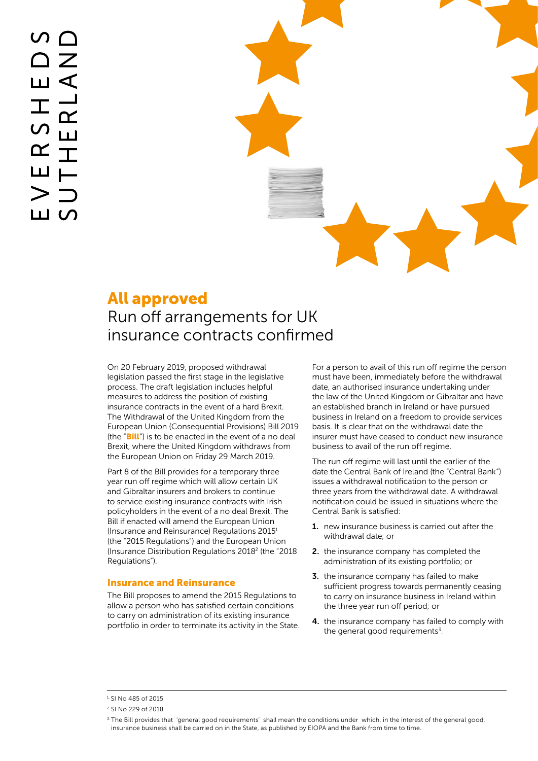# All approved

## Run off arrangements for UK insurance contracts confirmed

On 20 February 2019, proposed withdrawal legislation passed the first stage in the legislative process. The draft legislation includes helpful measures to address the position of existing insurance contracts in the event of a hard Brexit. The Withdrawal of the United Kingdom from the European Union (Consequential Provisions) Bill 2019 (the "**Bill**") is to be enacted in the event of a no deal Brexit, where the United Kingdom withdraws from the European Union on Friday 29 March 2019.

Part 8 of the Bill provides for a temporary three year run off regime which will allow certain UK and Gibraltar insurers and brokers to continue to service existing insurance contracts with Irish policyholders in the event of a no deal Brexit. The Bill if enacted will amend the European Union (Insurance and Reinsurance) Regulations 2015[1] (the "2015 Regulations") and the European Union (Insurance Distribution Regulations 2018[2] (the "2018 Regulations").

### Insurance and Reinsurance

The Bill proposes to amend the 2015 Regulations to allow a person who has satisfied certain conditions to carry on administration of its existing insurance portfolio in order to terminate its activity in the State.

For a person to avail of this run off regime the person must have been, immediately before the withdrawal date, an authorised insurance undertaking under the law of the United Kingdom or Gibraltar and have an established branch in Ireland or have pursued business in Ireland on a freedom to provide services basis. It is clear that on the withdrawal date the insurer must have ceased to conduct new insurance business to avail of the run off regime.

The run off regime will last until the earlier of the date the Central Bank of Ireland (the "Central Bank") issues a withdrawal notification to the person or three years from the withdrawal date. A withdrawal notification could be issued in situations where the Central Bank is satisfied:

1. new insurance business is carried out after the withdrawal date; or
2. the insurance company has completed the administration of its existing portfolio; or
3. the insurance company has failed to make sufficient progress towards permanently ceasing to carry on insurance business in Ireland within the three year run off period; or
4. the insurance company has failed to comply with the general good requirements[3].

---

[1] SI No 485 of 2015

[2] SI No 229 of 2018

[3] The Bill provides that 'general good requirements' shall mean the conditions under which, in the interest of the general good, insurance business shall be carried on in the State, as published by EIOPA and the Bank from time to time.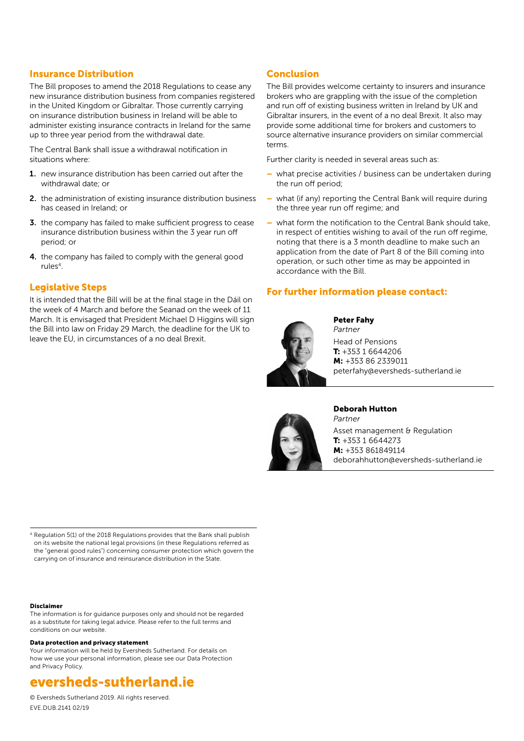## Insurance Distribution

The Bill proposes to amend the 2018 Regulations to cease any new insurance distribution business from companies registered in the United Kingdom or Gibraltar. Those currently carrying on insurance distribution business in Ireland will be able to administer existing insurance contracts in Ireland for the same up to three year period from the withdrawal date.

The Central Bank shall issue a withdrawal notification in situations where:

1. new insurance distribution has been carried out after the withdrawal date; or
2. the administration of existing insurance distribution business has ceased in Ireland; or
3. the company has failed to make sufficient progress to cease insurance distribution business within the 3 year run off period; or
4. the company has failed to comply with the general good rules[4].

## Legislative Steps

It is intended that the Bill will be at the final stage in the Dáil on the week of 4 March and before the Seanad on the week of 11 March. It is envisaged that President Michael D Higgins will sign the Bill into law on Friday 29 March, the deadline for the UK to leave the EU, in circumstances of a no deal Brexit.

## Conclusion

The Bill provides welcome certainty to insurers and insurance brokers who are grappling with the issue of the completion and run off of existing business written in Ireland by UK and Gibraltar insurers, in the event of a no deal Brexit. It also may provide some additional time for brokers and customers to source alternative insurance providers on similar commercial terms.

Further clarity is needed in several areas such as:

- what precise activities / business can be undertaken during the run off period;
- what (if any) reporting the Central Bank will require during the three year run off regime; and
- what form the notification to the Central Bank should take, in respect of entities wishing to avail of the run off regime, noting that there is a 3 month deadline to make such an application from the date of Part 8 of the Bill coming into operation, or such other time as may be appointed in accordance with the Bill.

## For further information please contact:

**Peter Fahy**
*Partner*
Head of Pensions
**T:** +353 1 6644206
**M:** +353 86 2339011
peterfahy@eversheds-sutherland.ie

**Deborah Hutton**
*Partner*
Asset management & Regulation
**T:** +353 1 6644273
**M:** +353 861849114
deborahhutton@eversheds-sutherland.ie

---

[4] Regulation 5(1) of the 2018 Regulations provides that the Bank shall publish on its website the national legal provisions (in these Regulations referred as the "general good rules") concerning consumer protection which govern the carrying on of insurance and reinsurance distribution in the State.

**Disclaimer**
The information is for guidance purposes only and should not be regarded as a substitute for taking legal advice. Please refer to the full terms and conditions on our website.

**Data protection and privacy statement**
Your information will be held by Eversheds Sutherland. For details on how we use your personal information, please see our Data Protection and Privacy Policy.

**eversheds-sutherland.ie**

© Eversheds Sutherland 2019. All rights reserved.
EVE.DUB.2141 02/19